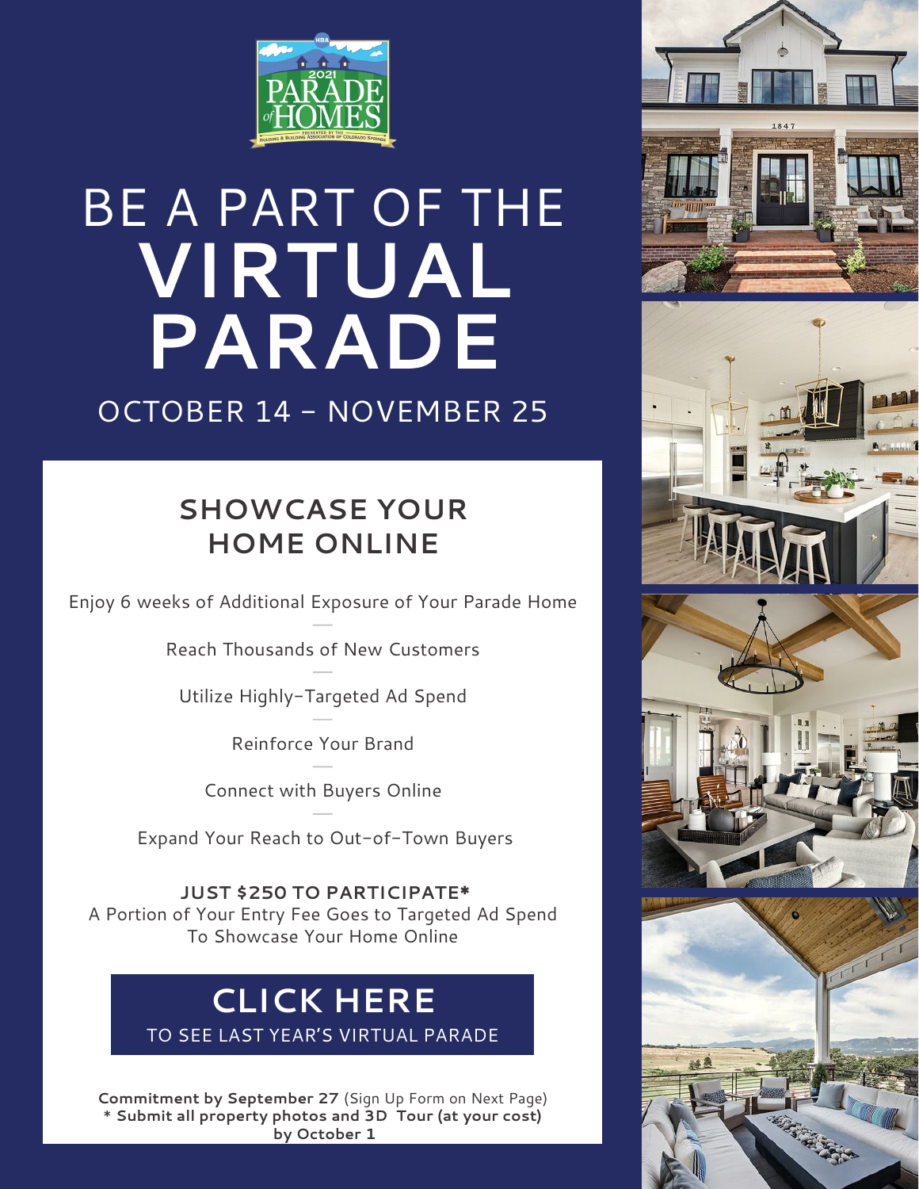# BE A PART OF THE VIRTUAL PARADE

## OCTOBER 14 - NOVEMBER 25

## SHOWCASE YOUR HOME ONLINE

Enjoy 6 weeks of Additional Exposure of Your Parade Home

Reach Thousands of New Customers

Utilize Highly-Targeted Ad Spend

Reinforce Your Brand

Connect with Buyers Online

Expand Your Reach to Out-of-Town Buyers

**JUST $250 TO PARTICIPATE***
A Portion of Your Entry Fee Goes to Targeted Ad Spend To Showcase Your Home Online

**CLICK HERE**
TO SEE LAST YEAR'S VIRTUAL PARADE

**Commitment by September 27** (Sign Up Form on Next Page)
**\* Submit all property photos and 3D Tour (at your cost) by October 1**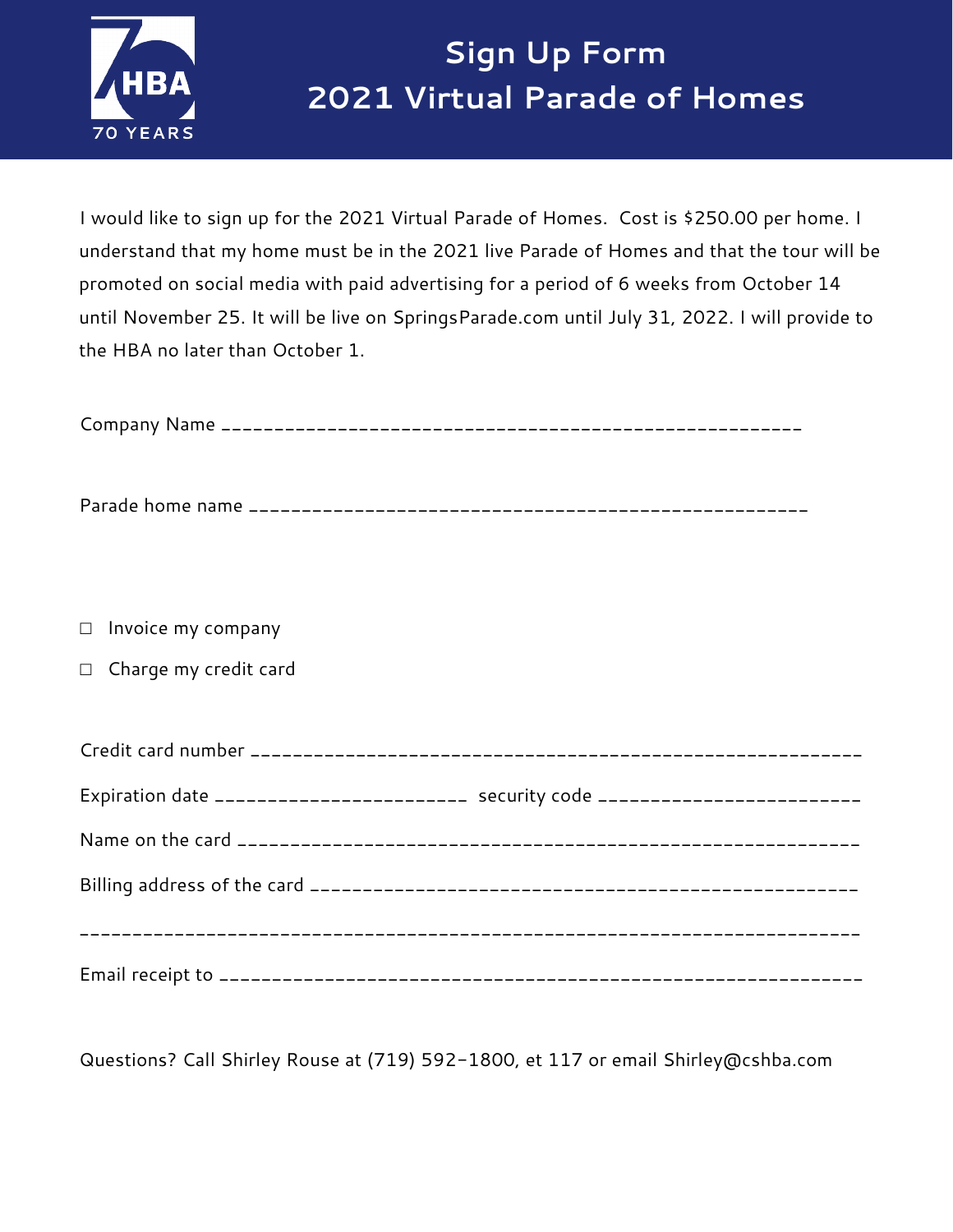# Sign Up Form
# 2021 Virtual Parade of Homes

I would like to sign up for the 2021 Virtual Parade of Homes. Cost is $250.00 per home. I understand that my home must be in the 2021 live Parade of Homes and that the tour will be promoted on social media with paid advertising for a period of 6 weeks from October 14 until November 25. It will be live on SpringsParade.com until July 31, 2022. I will provide to the HBA no later than October 1.

Company Name ____________________________________________________

Parade home name ________________________________________________

☐ Invoice my company

☐ Charge my credit card

Credit card number ______________________________________________

Expiration date ______________________ security code ______________________

Name on the card ________________________________________________

Billing address of the card _______________________________________

_________________________________________________________________

Email receipt to _________________________________________________

Questions? Call Shirley Rouse at (719) 592-1800, et 117 or email Shirley@cshba.com